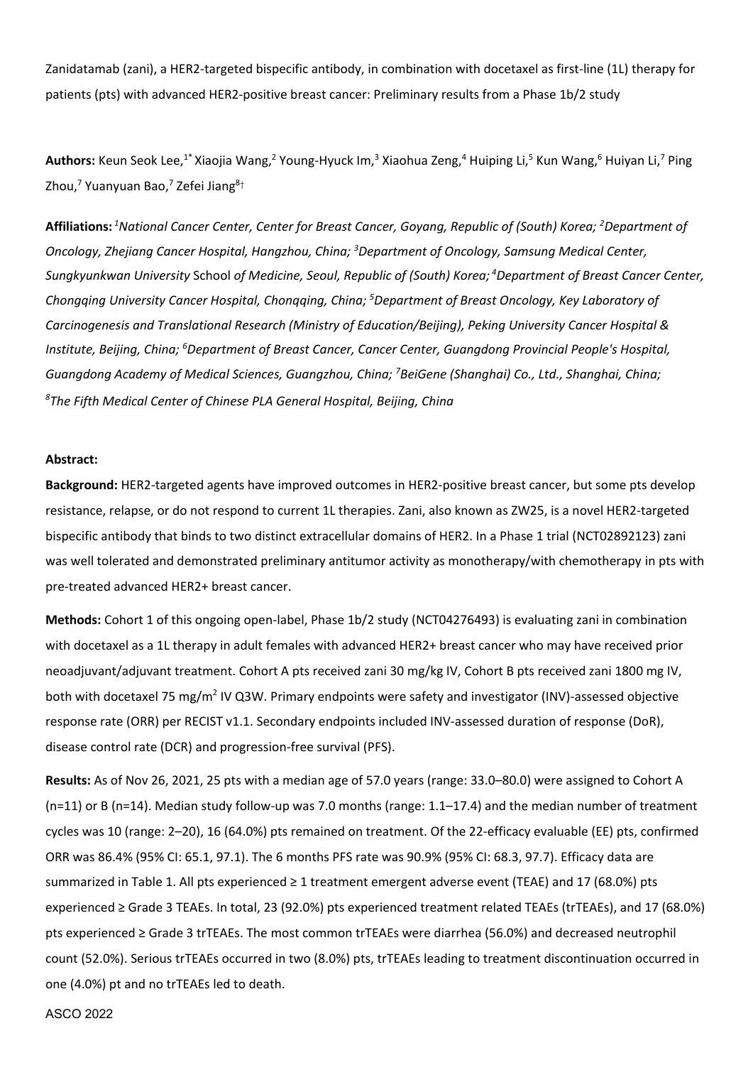Zanidatamab (zani), a HER2-targeted bispecific antibody, in combination with docetaxel as first-line (1L) therapy for patients (pts) with advanced HER2-positive breast cancer: Preliminary results from a Phase 1b/2 study

**Authors:** Keun Seok Lee,[1*] Xiaojia Wang,[2] Young-Hyuck Im,[3] Xiaohua Zeng,[4] Huiping Li,[5] Kun Wang,[6] Huiyan Li,[7] Ping Zhou,[7] Yuanyuan Bao,[7] Zefei Jiang[8†]

**Affiliations:** [1]*National Cancer Center, Center for Breast Cancer, Goyang, Republic of (South) Korea;* [2]*Department of Oncology, Zhejiang Cancer Hospital, Hangzhou, China;* [3]*Department of Oncology, Samsung Medical Center, Sungkyunkwan University* School *of Medicine, Seoul, Republic of (South) Korea;* [4]*Department of Breast Cancer Center, Chongqing University Cancer Hospital, Chonqqing, China;* [5]*Department of Breast Oncology, Key Laboratory of Carcinogenesis and Translational Research (Ministry of Education/Beijing), Peking University Cancer Hospital & Institute, Beijing, China;* [6]*Department of Breast Cancer, Cancer Center, Guangdong Provincial People's Hospital, Guangdong Academy of Medical Sciences, Guangzhou, China;* [7]*BeiGene (Shanghai) Co., Ltd., Shanghai, China;* [8]*The Fifth Medical Center of Chinese PLA General Hospital, Beijing, China*

**Abstract:**

**Background:** HER2-targeted agents have improved outcomes in HER2-positive breast cancer, but some pts develop resistance, relapse, or do not respond to current 1L therapies. Zani, also known as ZW25, is a novel HER2-targeted bispecific antibody that binds to two distinct extracellular domains of HER2. In a Phase 1 trial (NCT02892123) zani was well tolerated and demonstrated preliminary antitumor activity as monotherapy/with chemotherapy in pts with pre-treated advanced HER2+ breast cancer.

**Methods:** Cohort 1 of this ongoing open-label, Phase 1b/2 study (NCT04276493) is evaluating zani in combination with docetaxel as a 1L therapy in adult females with advanced HER2+ breast cancer who may have received prior neoadjuvant/adjuvant treatment. Cohort A pts received zani 30 mg/kg IV, Cohort B pts received zani 1800 mg IV, both with docetaxel 75 mg/m$^2$ IV Q3W. Primary endpoints were safety and investigator (INV)-assessed objective response rate (ORR) per RECIST v1.1. Secondary endpoints included INV-assessed duration of response (DoR), disease control rate (DCR) and progression-free survival (PFS).

**Results:** As of Nov 26, 2021, 25 pts with a median age of 57.0 years (range: 33.0–80.0) were assigned to Cohort A (n=11) or B (n=14). Median study follow-up was 7.0 months (range: 1.1–17.4) and the median number of treatment cycles was 10 (range: 2–20), 16 (64.0%) pts remained on treatment. Of the 22-efficacy evaluable (EE) pts, confirmed ORR was 86.4% (95% CI: 65.1, 97.1). The 6 months PFS rate was 90.9% (95% CI: 68.3, 97.7). Efficacy data are summarized in Table 1. All pts experienced ≥ 1 treatment emergent adverse event (TEAE) and 17 (68.0%) pts experienced ≥ Grade 3 TEAEs. In total, 23 (92.0%) pts experienced treatment related TEAEs (trTEAEs), and 17 (68.0%) pts experienced ≥ Grade 3 trTEAEs. The most common trTEAEs were diarrhea (56.0%) and decreased neutrophil count (52.0%). Serious trTEAEs occurred in two (8.0%) pts, trTEAEs leading to treatment discontinuation occurred in one (4.0%) pt and no trTEAEs led to death.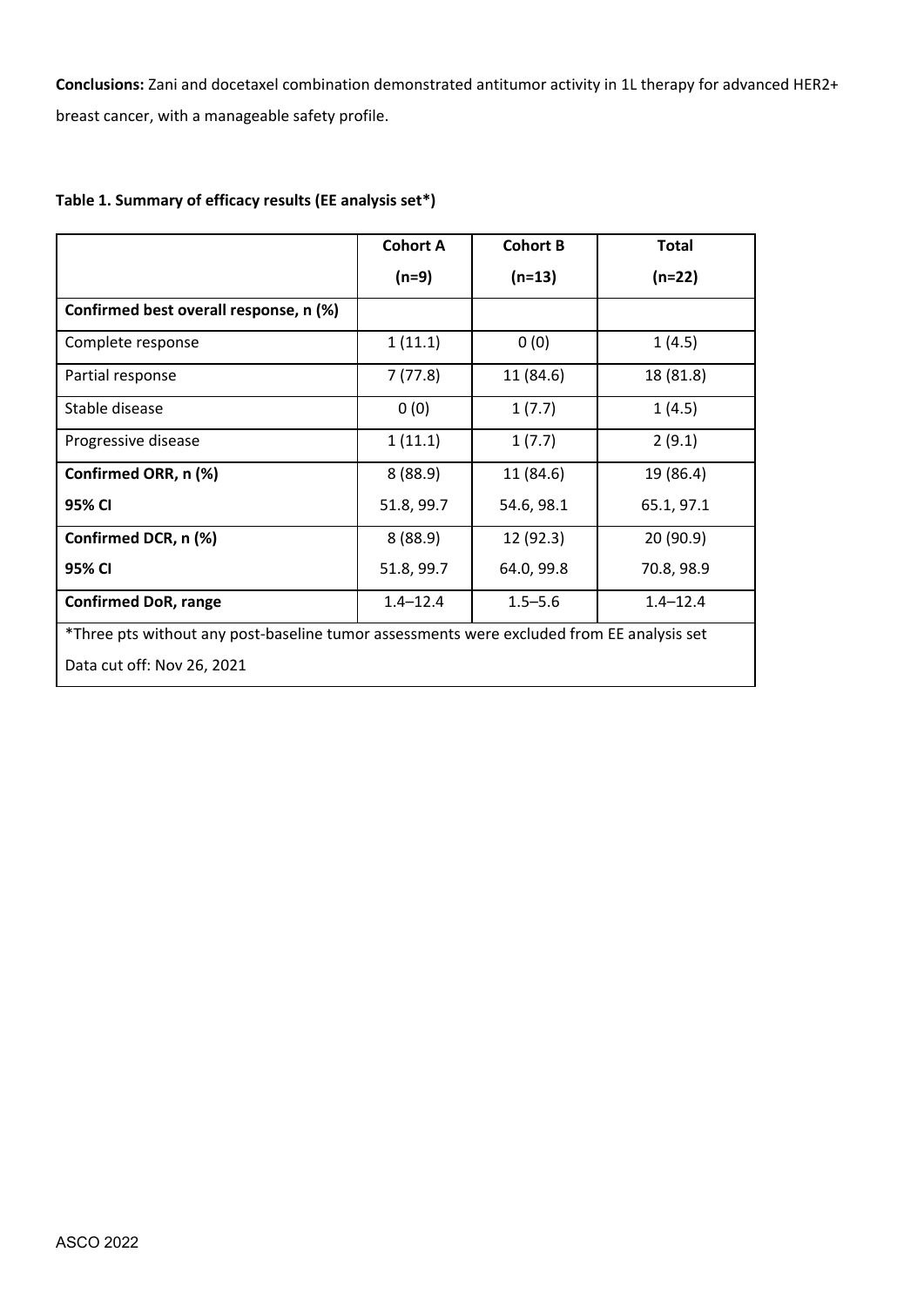**Conclusions:** Zani and docetaxel combination demonstrated antitumor activity in 1L therapy for advanced HER2+ breast cancer, with a manageable safety profile.

**Table 1. Summary of efficacy results (EE analysis set*)**

| | Cohort A (n=9) | Cohort B (n=13) | Total (n=22) |
|---|---|---|---|
| **Confirmed best overall response, n (%)** | | | |
| Complete response | 1 (11.1) | 0 (0) | 1 (4.5) |
| Partial response | 7 (77.8) | 11 (84.6) | 18 (81.8) |
| Stable disease | 0 (0) | 1 (7.7) | 1 (4.5) |
| Progressive disease | 1 (11.1) | 1 (7.7) | 2 (9.1) |
| **Confirmed ORR, n (%)** | 8 (88.9) | 11 (84.6) | 19 (86.4) |
| **95% CI** | 51.8, 99.7 | 54.6, 98.1 | 65.1, 97.1 |
| **Confirmed DCR, n (%)** | 8 (88.9) | 12 (92.3) | 20 (90.9) |
| **95% CI** | 51.8, 99.7 | 64.0, 99.8 | 70.8, 98.9 |
| **Confirmed DoR, range** | 1.4–12.4 | 1.5–5.6 | 1.4–12.4 |

*Three pts without any post-baseline tumor assessments were excluded from EE analysis set

Data cut off: Nov 26, 2021